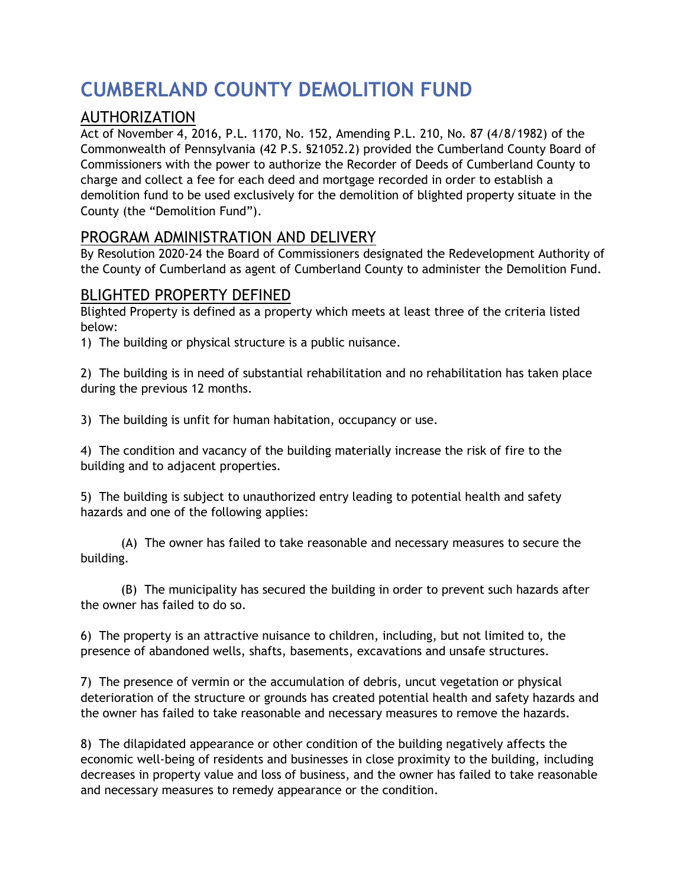# CUMBERLAND COUNTY DEMOLITION FUND

## AUTHORIZATION

Act of November 4, 2016, P.L. 1170, No. 152, Amending P.L. 210, No. 87 (4/8/1982) of the Commonwealth of Pennsylvania (42 P.S. §21052.2) provided the Cumberland County Board of Commissioners with the power to authorize the Recorder of Deeds of Cumberland County to charge and collect a fee for each deed and mortgage recorded in order to establish a demolition fund to be used exclusively for the demolition of blighted property situate in the County (the "Demolition Fund").

## PROGRAM ADMINISTRATION AND DELIVERY

By Resolution 2020-24 the Board of Commissioners designated the Redevelopment Authority of the County of Cumberland as agent of Cumberland County to administer the Demolition Fund.

## BLIGHTED PROPERTY DEFINED

Blighted Property is defined as a property which meets at least three of the criteria listed below:

1) The building or physical structure is a public nuisance.

2) The building is in need of substantial rehabilitation and no rehabilitation has taken place during the previous 12 months.

3) The building is unfit for human habitation, occupancy or use.

4) The condition and vacancy of the building materially increase the risk of fire to the building and to adjacent properties.

5) The building is subject to unauthorized entry leading to potential health and safety hazards and one of the following applies:

   (A) The owner has failed to take reasonable and necessary measures to secure the building.

   (B) The municipality has secured the building in order to prevent such hazards after the owner has failed to do so.

6) The property is an attractive nuisance to children, including, but not limited to, the presence of abandoned wells, shafts, basements, excavations and unsafe structures.

7) The presence of vermin or the accumulation of debris, uncut vegetation or physical deterioration of the structure or grounds has created potential health and safety hazards and the owner has failed to take reasonable and necessary measures to remove the hazards.

8) The dilapidated appearance or other condition of the building negatively affects the economic well-being of residents and businesses in close proximity to the building, including decreases in property value and loss of business, and the owner has failed to take reasonable and necessary measures to remedy appearance or the condition.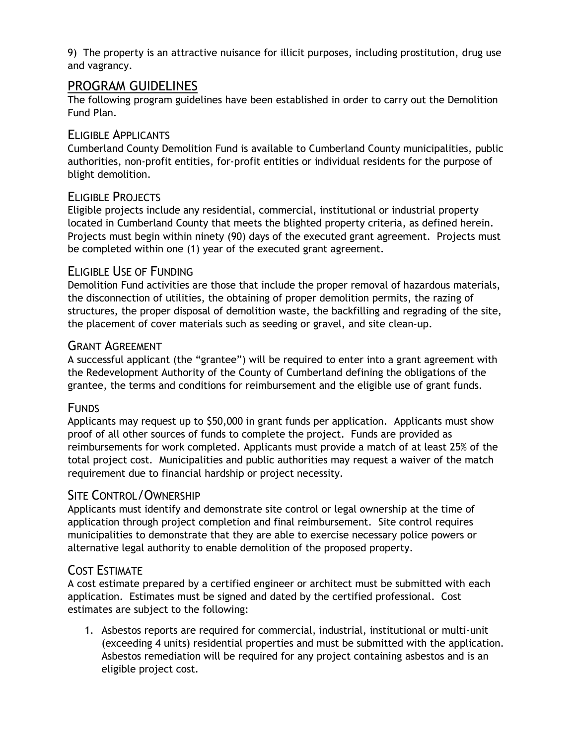9) The property is an attractive nuisance for illicit purposes, including prostitution, drug use and vagrancy.

## PROGRAM GUIDELINES

The following program guidelines have been established in order to carry out the Demolition Fund Plan.

### ELIGIBLE APPLICANTS

Cumberland County Demolition Fund is available to Cumberland County municipalities, public authorities, non-profit entities, for-profit entities or individual residents for the purpose of blight demolition.

### ELIGIBLE PROJECTS

Eligible projects include any residential, commercial, institutional or industrial property located in Cumberland County that meets the blighted property criteria, as defined herein. Projects must begin within ninety (90) days of the executed grant agreement. Projects must be completed within one (1) year of the executed grant agreement.

### ELIGIBLE USE OF FUNDING

Demolition Fund activities are those that include the proper removal of hazardous materials, the disconnection of utilities, the obtaining of proper demolition permits, the razing of structures, the proper disposal of demolition waste, the backfilling and regrading of the site, the placement of cover materials such as seeding or gravel, and site clean-up.

### GRANT AGREEMENT

A successful applicant (the "grantee") will be required to enter into a grant agreement with the Redevelopment Authority of the County of Cumberland defining the obligations of the grantee, the terms and conditions for reimbursement and the eligible use of grant funds.

### FUNDS

Applicants may request up to $50,000 in grant funds per application. Applicants must show proof of all other sources of funds to complete the project. Funds are provided as reimbursements for work completed. Applicants must provide a match of at least 25% of the total project cost. Municipalities and public authorities may request a waiver of the match requirement due to financial hardship or project necessity.

### SITE CONTROL/OWNERSHIP

Applicants must identify and demonstrate site control or legal ownership at the time of application through project completion and final reimbursement. Site control requires municipalities to demonstrate that they are able to exercise necessary police powers or alternative legal authority to enable demolition of the proposed property.

### COST ESTIMATE

A cost estimate prepared by a certified engineer or architect must be submitted with each application. Estimates must be signed and dated by the certified professional. Cost estimates are subject to the following:

1. Asbestos reports are required for commercial, industrial, institutional or multi-unit (exceeding 4 units) residential properties and must be submitted with the application. Asbestos remediation will be required for any project containing asbestos and is an eligible project cost.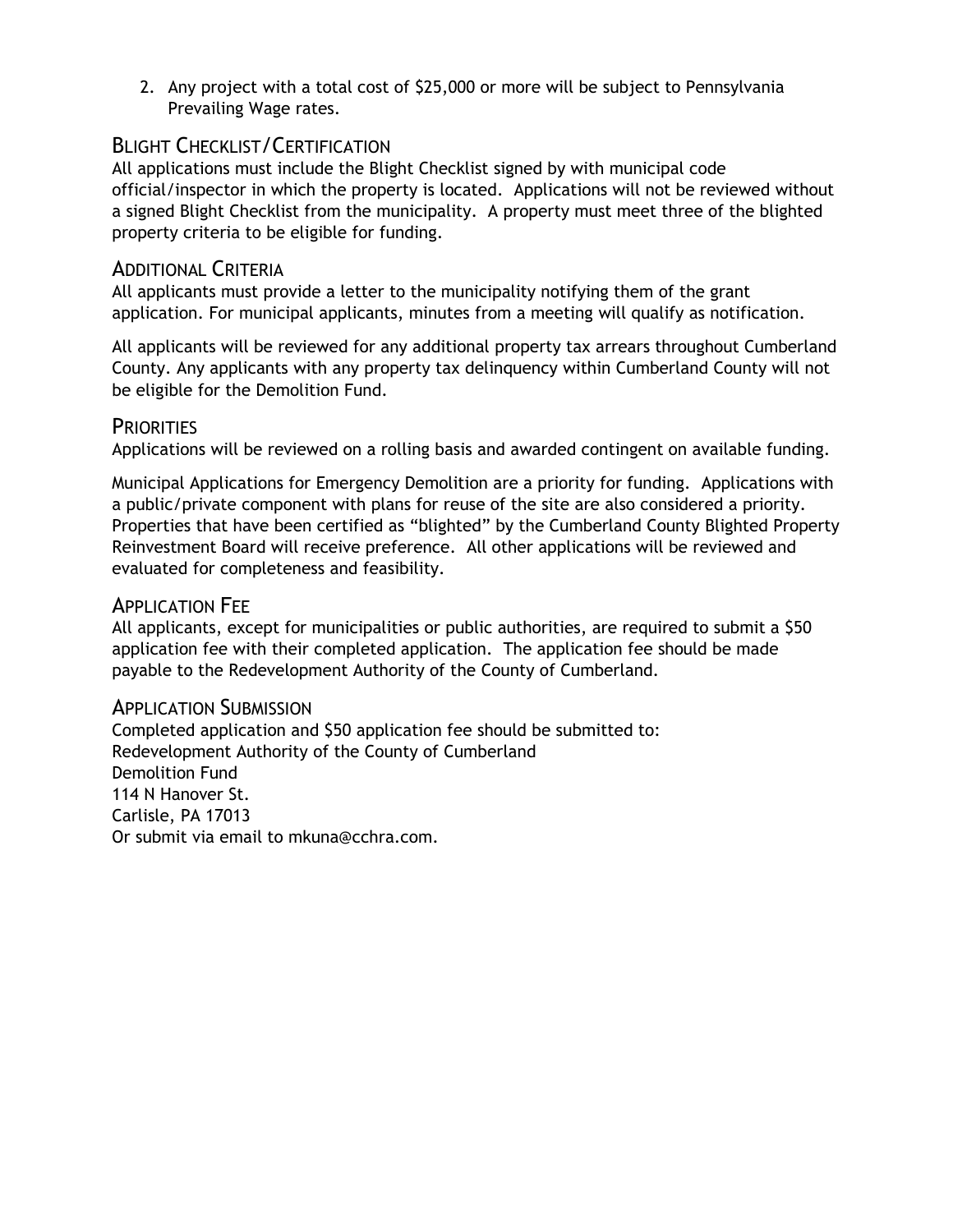2. Any project with a total cost of $25,000 or more will be subject to Pennsylvania Prevailing Wage rates.

## Blight Checklist/Certification

All applications must include the Blight Checklist signed by with municipal code official/inspector in which the property is located. Applications will not be reviewed without a signed Blight Checklist from the municipality. A property must meet three of the blighted property criteria to be eligible for funding.

## Additional Criteria

All applicants must provide a letter to the municipality notifying them of the grant application. For municipal applicants, minutes from a meeting will qualify as notification.

All applicants will be reviewed for any additional property tax arrears throughout Cumberland County. Any applicants with any property tax delinquency within Cumberland County will not be eligible for the Demolition Fund.

## Priorities

Applications will be reviewed on a rolling basis and awarded contingent on available funding.

Municipal Applications for Emergency Demolition are a priority for funding. Applications with a public/private component with plans for reuse of the site are also considered a priority. Properties that have been certified as "blighted" by the Cumberland County Blighted Property Reinvestment Board will receive preference. All other applications will be reviewed and evaluated for completeness and feasibility.

## Application Fee

All applicants, except for municipalities or public authorities, are required to submit a $50 application fee with their completed application. The application fee should be made payable to the Redevelopment Authority of the County of Cumberland.

## Application Submission

Completed application and $50 application fee should be submitted to:
Redevelopment Authority of the County of Cumberland
Demolition Fund
114 N Hanover St.
Carlisle, PA 17013
Or submit via email to mkuna@cchra.com.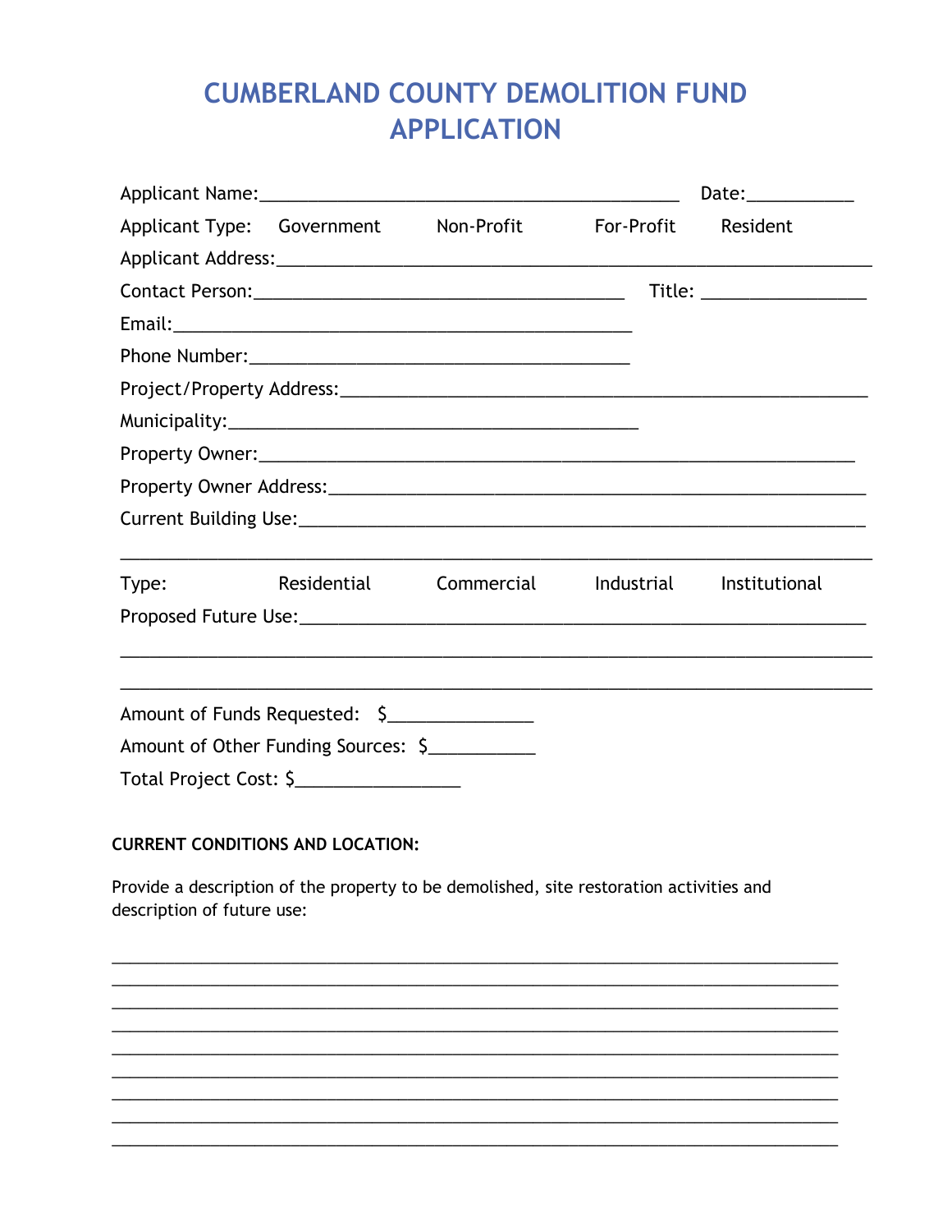# CUMBERLAND COUNTY DEMOLITION FUND APPLICATION

Applicant Name:____________________________________________ Date:__________

Applicant Type: Government Non-Profit For-Profit Resident

Applicant Address:_____________________________________________________________

Contact Person:_______________________________________ Title: ________________

Email:_______________________________________________

Phone Number:________________________________________

Project/Property Address:_______________________________________________________

Municipality:___________________________________________

Property Owner:________________________________________________________________

Property Owner Address:_________________________________________________________

Current Building Use:___________________________________________________________

_____________________________________________________________________________

Type: Residential Commercial Industrial Institutional

Proposed Future Use:___________________________________________________________

_____________________________________________________________________________

_____________________________________________________________________________

Amount of Funds Requested: $______________

Amount of Other Funding Sources: $__________

Total Project Cost: $________________

**CURRENT CONDITIONS AND LOCATION:**

Provide a description of the property to be demolished, site restoration activities and description of future use:

_____________________________________________________________________________
_____________________________________________________________________________
_____________________________________________________________________________
_____________________________________________________________________________
_____________________________________________________________________________
_____________________________________________________________________________
_____________________________________________________________________________
_____________________________________________________________________________
_____________________________________________________________________________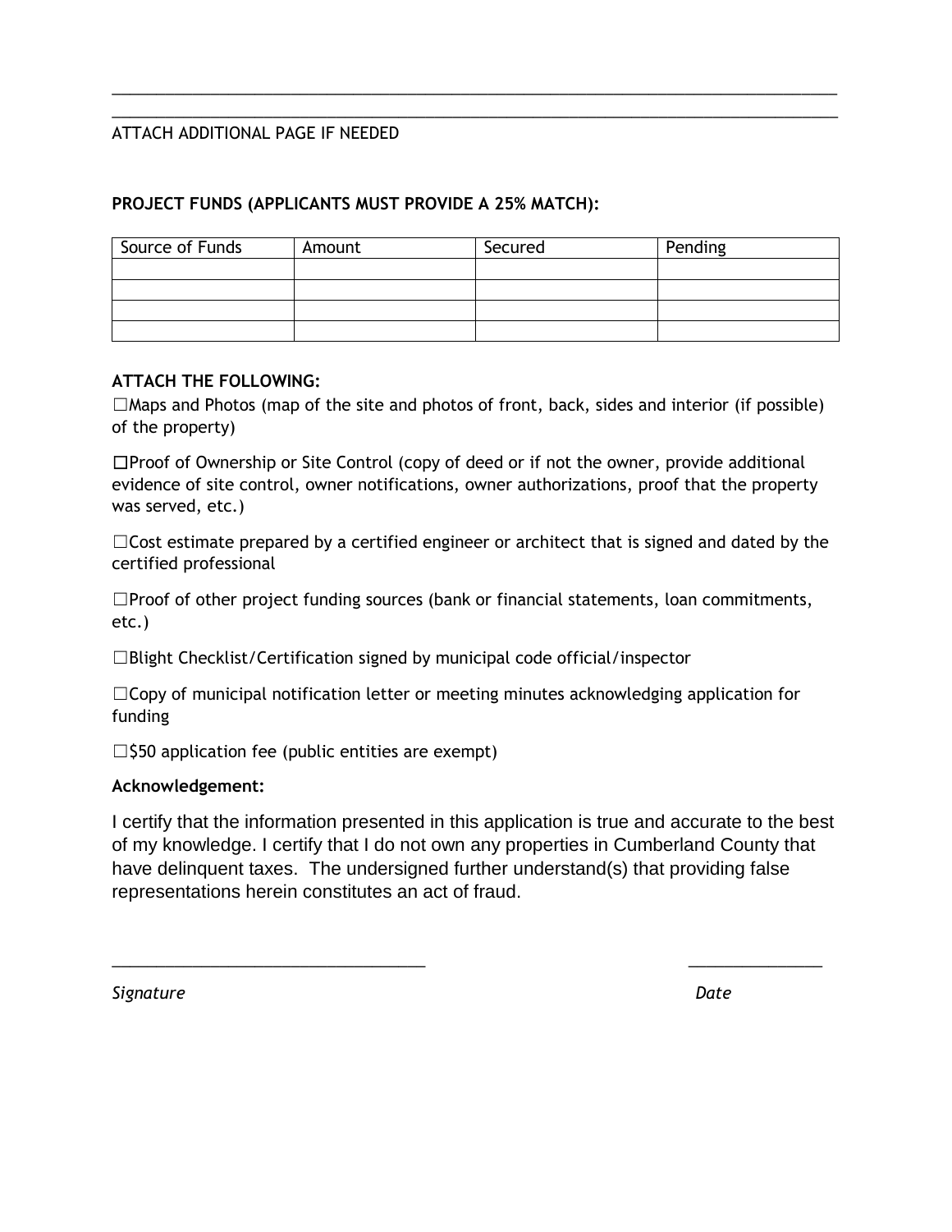\_\_\_\_\_\_\_\_\_\_\_\_\_\_\_\_\_\_\_\_\_\_\_\_\_\_\_\_\_\_\_\_\_\_\_\_\_\_\_\_\_\_\_\_\_\_\_\_\_\_\_\_\_\_\_\_\_\_\_\_\_\_\_\_\_\_\_\_\_\_\_\_\_\_\_\_\_\_

\_\_\_\_\_\_\_\_\_\_\_\_\_\_\_\_\_\_\_\_\_\_\_\_\_\_\_\_\_\_\_\_\_\_\_\_\_\_\_\_\_\_\_\_\_\_\_\_\_\_\_\_\_\_\_\_\_\_\_\_\_\_\_\_\_\_\_\_\_\_\_\_\_\_\_\_\_\_

ATTACH ADDITIONAL PAGE IF NEEDED

**PROJECT FUNDS (APPLICANTS MUST PROVIDE A 25% MATCH):**

| Source of Funds | Amount | Secured | Pending |
|---|---|---|---|
| | | | |
| | | | |
| | | | |
| | | | |

**ATTACH THE FOLLOWING:**

☐Maps and Photos (map of the site and photos of front, back, sides and interior (if possible) of the property)

☐Proof of Ownership or Site Control (copy of deed or if not the owner, provide additional evidence of site control, owner notifications, owner authorizations, proof that the property was served, etc.)

☐Cost estimate prepared by a certified engineer or architect that is signed and dated by the certified professional

☐Proof of other project funding sources (bank or financial statements, loan commitments, etc.)

☐Blight Checklist/Certification signed by municipal code official/inspector

☐Copy of municipal notification letter or meeting minutes acknowledging application for funding

☐$50 application fee (public entities are exempt)

**Acknowledgement:**

I certify that the information presented in this application is true and accurate to the best of my knowledge. I certify that I do not own any properties in Cumberland County that have delinquent taxes. The undersigned further understand(s) that providing false representations herein constitutes an act of fraud.

\_\_\_\_\_\_\_\_\_\_\_\_\_\_\_\_\_\_\_\_\_\_\_\_\_\_\_\_\_\_\_\_\_\_\_\_ \_\_\_\_\_\_\_\_\_\_\_\_\_\_\_

*Signature* *Date*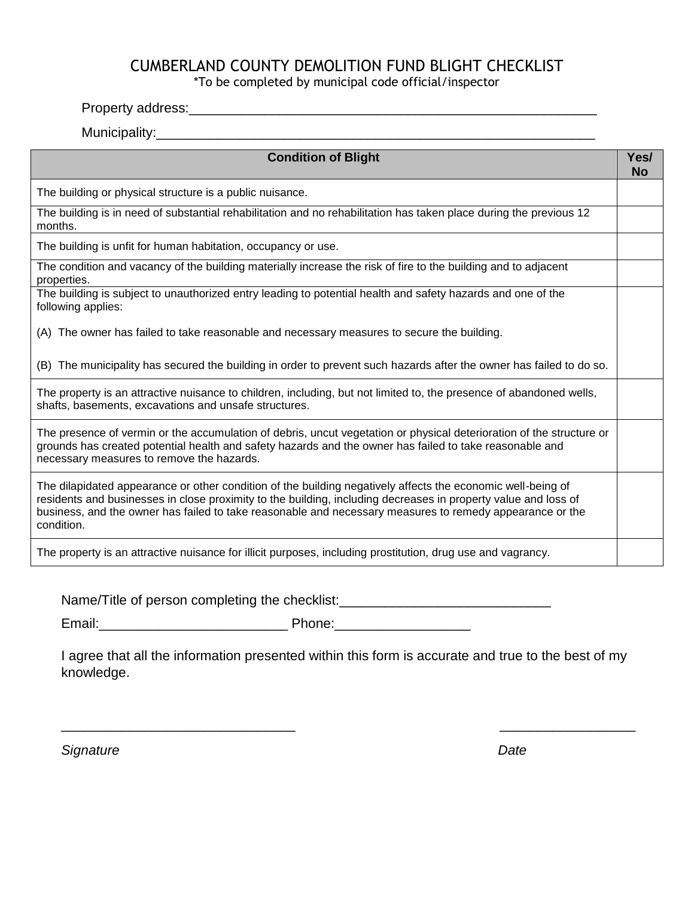# CUMBERLAND COUNTY DEMOLITION FUND BLIGHT CHECKLIST

*To be completed by municipal code official/inspector

Property address:_______________________________________________________

Municipality:__________________________________________________________

| Condition of Blight | Yes/ No |
|---|---|
| The building or physical structure is a public nuisance. | |
| The building is in need of substantial rehabilitation and no rehabilitation has taken place during the previous 12 months. | |
| The building is unfit for human habitation, occupancy or use. | |
| The condition and vacancy of the building materially increase the risk of fire to the building and to adjacent properties. | |
| The building is subject to unauthorized entry leading to potential health and safety hazards and one of the following applies:<br><br>(A) The owner has failed to take reasonable and necessary measures to secure the building.<br><br>(B) The municipality has secured the building in order to prevent such hazards after the owner has failed to do so. | |
| The property is an attractive nuisance to children, including, but not limited to, the presence of abandoned wells, shafts, basements, excavations and unsafe structures. | |
| The presence of vermin or the accumulation of debris, uncut vegetation or physical deterioration of the structure or grounds has created potential health and safety hazards and the owner has failed to take reasonable and necessary measures to remove the hazards. | |
| The dilapidated appearance or other condition of the building negatively affects the economic well-being of residents and businesses in close proximity to the building, including decreases in property value and loss of business, and the owner has failed to take reasonable and necessary measures to remedy appearance or the condition. | |
| The property is an attractive nuisance for illicit purposes, including prostitution, drug use and vagrancy. | |

Name/Title of person completing the checklist:___________________________

Email:_________________________ Phone:__________________

I agree that all the information presented within this form is accurate and true to the best of my knowledge.

_______________________________ __________________

*Signature* *Date*